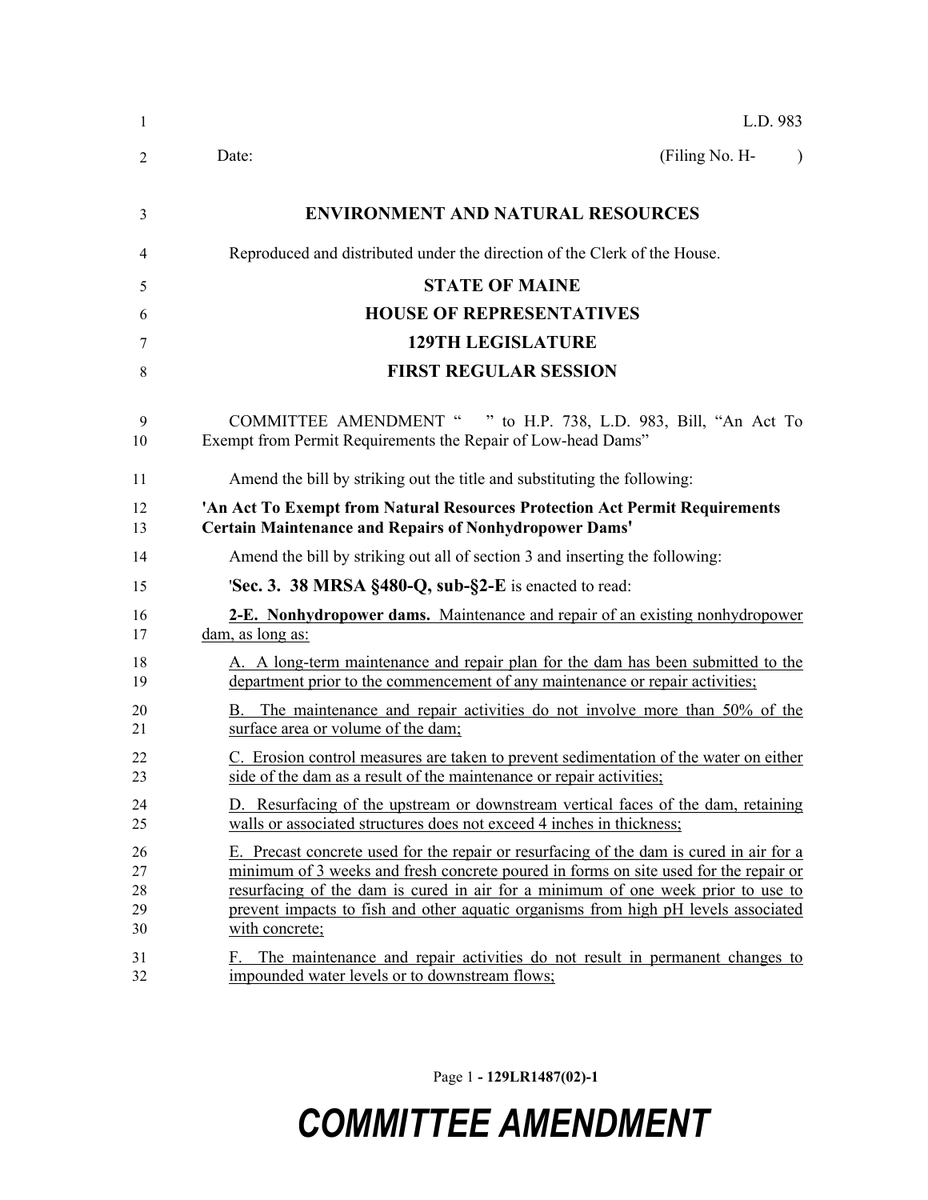L.D. 983

Date: (Filing No. H- )

# ENVIRONMENT AND NATURAL RESOURCES

Reproduced and distributed under the direction of the Clerk of the House.

## STATE OF MAINE
## HOUSE OF REPRESENTATIVES
## 129TH LEGISLATURE
## FIRST REGULAR SESSION

COMMITTEE AMENDMENT " " to H.P. 738, L.D. 983, Bill, "An Act To Exempt from Permit Requirements the Repair of Low-head Dams"

Amend the bill by striking out the title and substituting the following:

**'An Act To Exempt from Natural Resources Protection Act Permit Requirements Certain Maintenance and Repairs of Nonhydropower Dams'**

Amend the bill by striking out all of section 3 and inserting the following:

'**Sec. 3. 38 MRSA §480-Q, sub-§2-E** is enacted to read:

**2-E. Nonhydropower dams.** Maintenance and repair of an existing nonhydropower dam, as long as:

A. A long-term maintenance and repair plan for the dam has been submitted to the department prior to the commencement of any maintenance or repair activities;

B. The maintenance and repair activities do not involve more than 50% of the surface area or volume of the dam;

C. Erosion control measures are taken to prevent sedimentation of the water on either side of the dam as a result of the maintenance or repair activities;

D. Resurfacing of the upstream or downstream vertical faces of the dam, retaining walls or associated structures does not exceed 4 inches in thickness;

E. Precast concrete used for the repair or resurfacing of the dam is cured in air for a minimum of 3 weeks and fresh concrete poured in forms on site used for the repair or resurfacing of the dam is cured in air for a minimum of one week prior to use to prevent impacts to fish and other aquatic organisms from high pH levels associated with concrete;

F. The maintenance and repair activities do not result in permanent changes to impounded water levels or to downstream flows;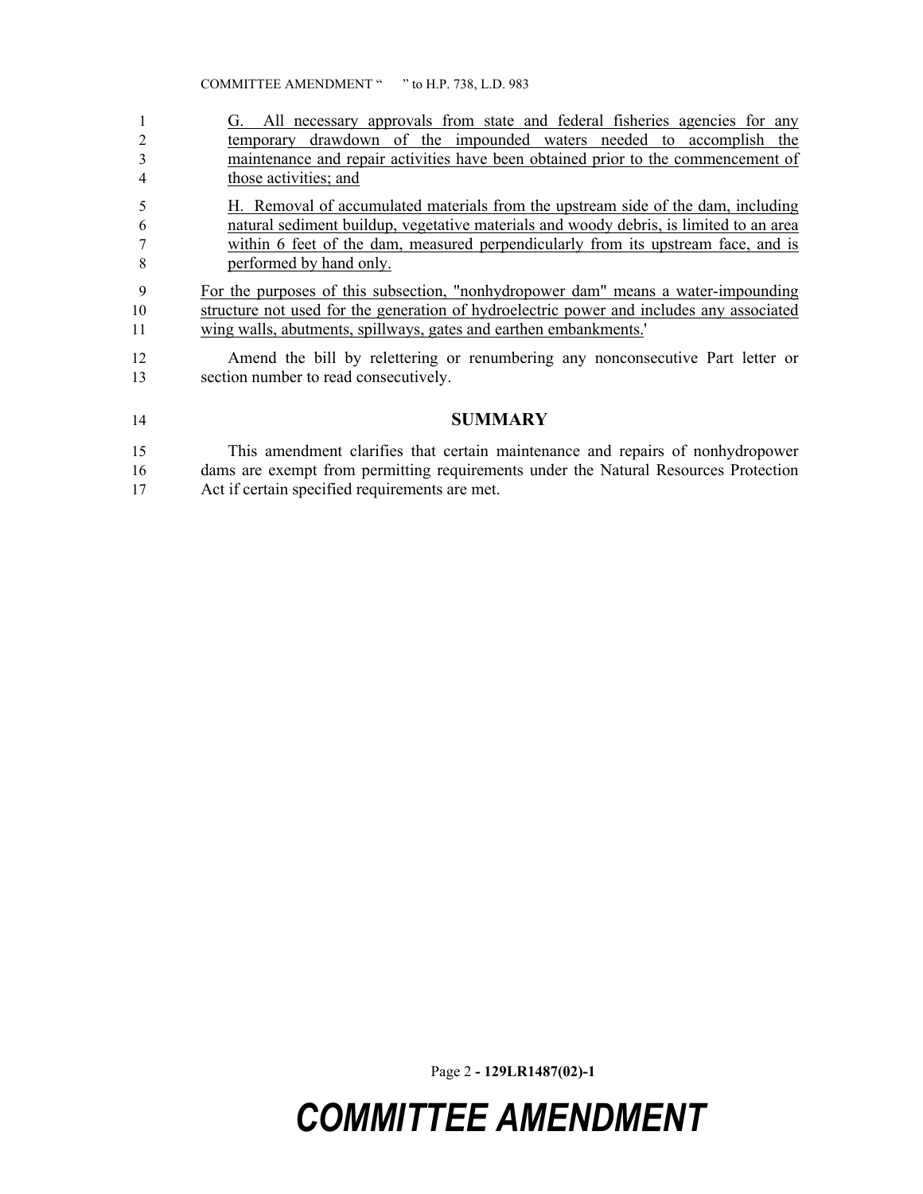G. All necessary approvals from state and federal fisheries agencies for any temporary drawdown of the impounded waters needed to accomplish the maintenance and repair activities have been obtained prior to the commencement of those activities; and

H. Removal of accumulated materials from the upstream side of the dam, including natural sediment buildup, vegetative materials and woody debris, is limited to an area within 6 feet of the dam, measured perpendicularly from its upstream face, and is performed by hand only.

For the purposes of this subsection, "nonhydropower dam" means a water-impounding structure not used for the generation of hydroelectric power and includes any associated wing walls, abutments, spillways, gates and earthen embankments.'

Amend the bill by relettering or renumbering any nonconsecutive Part letter or section number to read consecutively.

## SUMMARY

This amendment clarifies that certain maintenance and repairs of nonhydropower dams are exempt from permitting requirements under the Natural Resources Protection Act if certain specified requirements are met.

**COMMITTEE AMENDMENT**